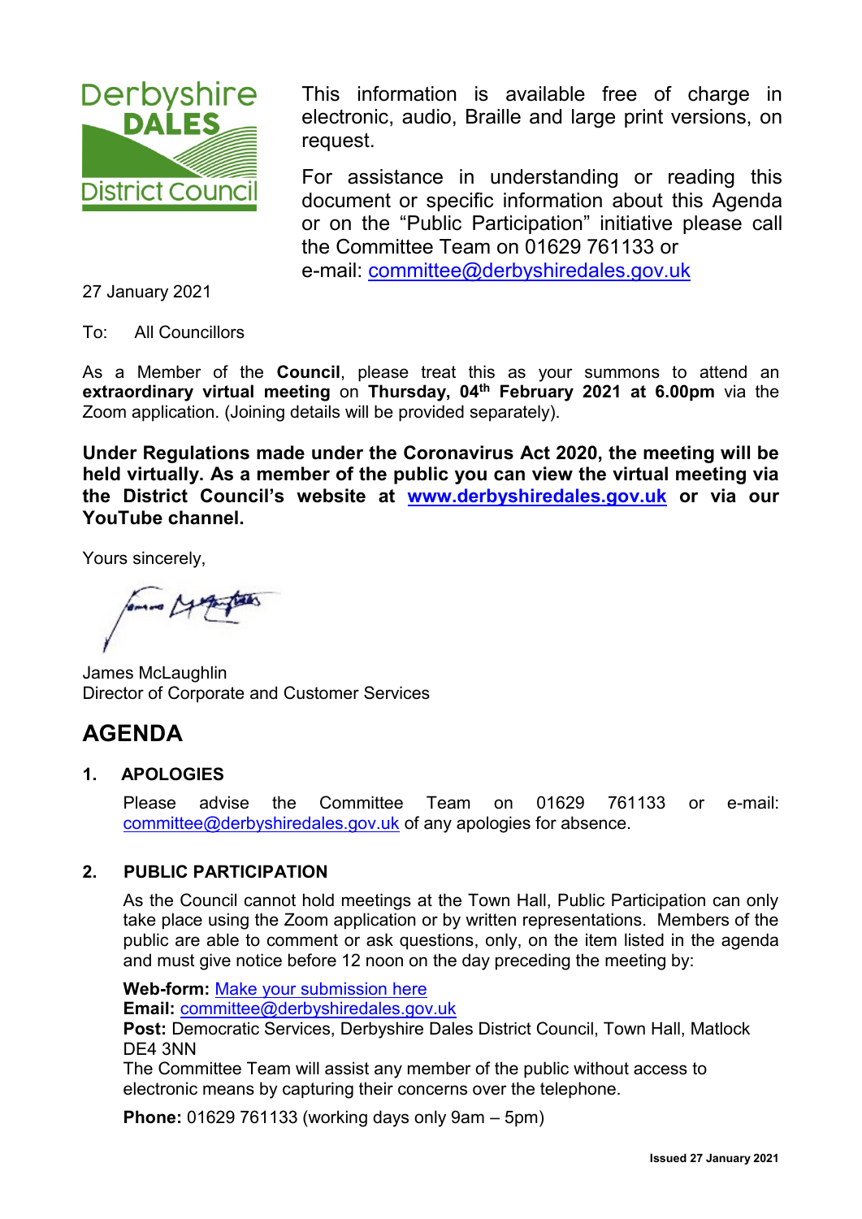Derbyshire DALES District Council

This information is available free of charge in electronic, audio, Braille and large print versions, on request.

For assistance in understanding or reading this document or specific information about this Agenda or on the "Public Participation" initiative please call the Committee Team on 01629 761133 or e-mail: committee@derbyshiredales.gov.uk

27 January 2021

To: All Councillors

As a Member of the **Council**, please treat this as your summons to attend an **extraordinary virtual meeting** on **Thursday, 04th February 2021 at 6.00pm** via the Zoom application. (Joining details will be provided separately).

**Under Regulations made under the Coronavirus Act 2020, the meeting will be held virtually. As a member of the public you can view the virtual meeting via the District Council's website at www.derbyshiredales.gov.uk or via our YouTube channel.**

Yours sincerely,

James McLaughlin
Director of Corporate and Customer Services

# AGENDA

## 1. APOLOGIES

Please advise the Committee Team on 01629 761133 or e-mail: committee@derbyshiredales.gov.uk of any apologies for absence.

## 2. PUBLIC PARTICIPATION

As the Council cannot hold meetings at the Town Hall, Public Participation can only take place using the Zoom application or by written representations. Members of the public are able to comment or ask questions, only, on the item listed in the agenda and must give notice before 12 noon on the day preceding the meeting by:

**Web-form:** Make your submission here
**Email:** committee@derbyshiredales.gov.uk
**Post:** Democratic Services, Derbyshire Dales District Council, Town Hall, Matlock DE4 3NN
The Committee Team will assist any member of the public without access to electronic means by capturing their concerns over the telephone.

**Phone:** 01629 761133 (working days only 9am – 5pm)

**Issued 27 January 2021**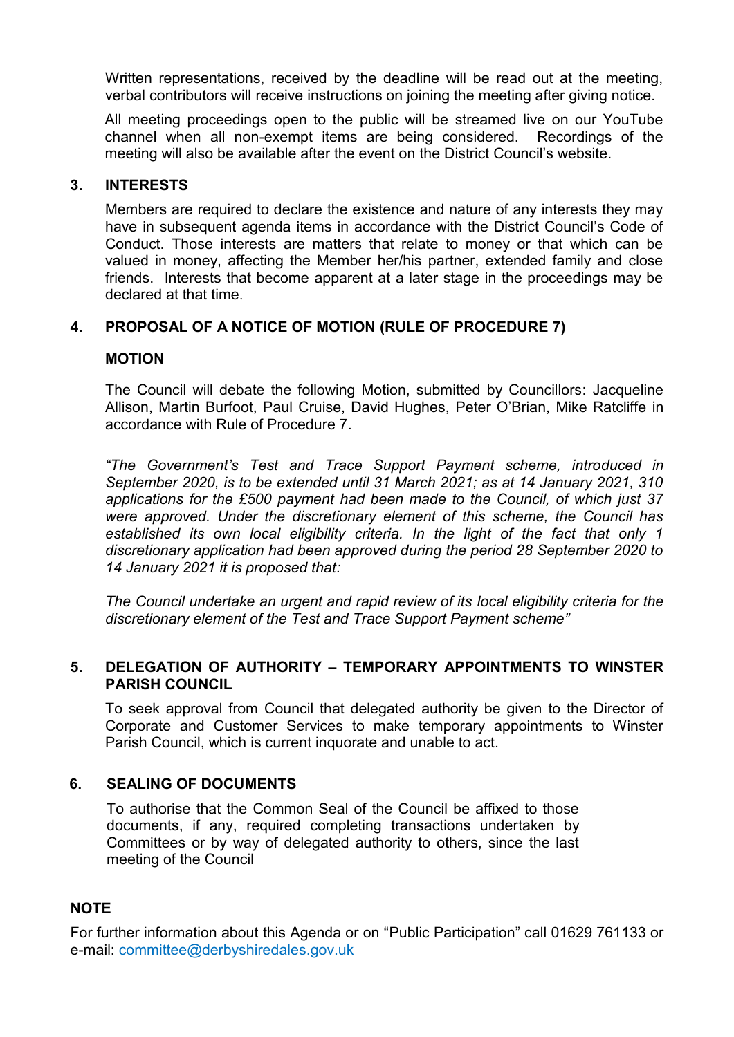Written representations, received by the deadline will be read out at the meeting, verbal contributors will receive instructions on joining the meeting after giving notice.

All meeting proceedings open to the public will be streamed live on our YouTube channel when all non-exempt items are being considered. Recordings of the meeting will also be available after the event on the District Council's website.

## 3. INTERESTS

Members are required to declare the existence and nature of any interests they may have in subsequent agenda items in accordance with the District Council's Code of Conduct. Those interests are matters that relate to money or that which can be valued in money, affecting the Member her/his partner, extended family and close friends. Interests that become apparent at a later stage in the proceedings may be declared at that time.

## 4. PROPOSAL OF A NOTICE OF MOTION (RULE OF PROCEDURE 7)

**MOTION**

The Council will debate the following Motion, submitted by Councillors: Jacqueline Allison, Martin Burfoot, Paul Cruise, David Hughes, Peter O'Brian, Mike Ratcliffe in accordance with Rule of Procedure 7.

*"The Government's Test and Trace Support Payment scheme, introduced in September 2020, is to be extended until 31 March 2021; as at 14 January 2021, 310 applications for the £500 payment had been made to the Council, of which just 37 were approved. Under the discretionary element of this scheme, the Council has established its own local eligibility criteria. In the light of the fact that only 1 discretionary application had been approved during the period 28 September 2020 to 14 January 2021 it is proposed that:*

*The Council undertake an urgent and rapid review of its local eligibility criteria for the discretionary element of the Test and Trace Support Payment scheme"*

## 5. DELEGATION OF AUTHORITY – TEMPORARY APPOINTMENTS TO WINSTER PARISH COUNCIL

To seek approval from Council that delegated authority be given to the Director of Corporate and Customer Services to make temporary appointments to Winster Parish Council, which is current inquorate and unable to act.

## 6. SEALING OF DOCUMENTS

To authorise that the Common Seal of the Council be affixed to those documents, if any, required completing transactions undertaken by Committees or by way of delegated authority to others, since the last meeting of the Council

## NOTE

For further information about this Agenda or on "Public Participation" call 01629 761133 or e-mail: committee@derbyshiredales.gov.uk